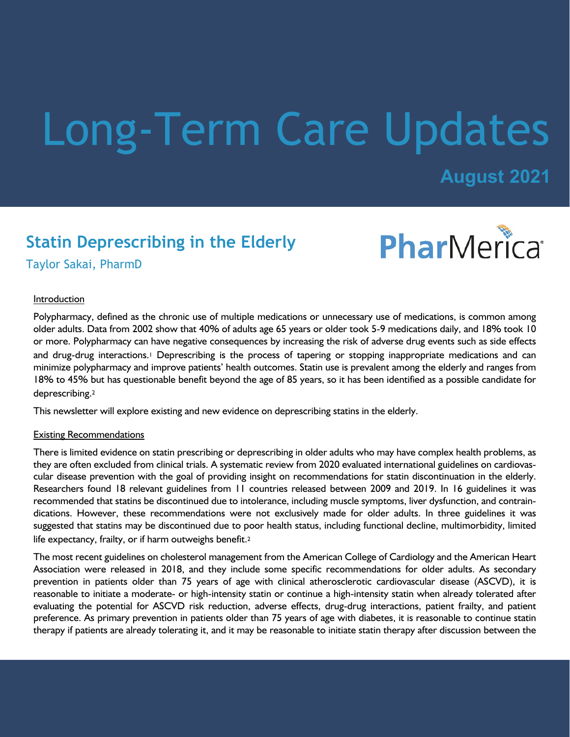# Long-Term Care Updates

**August 2021**

## Statin Deprescribing in the Elderly

Taylor Sakai, PharmD

PharMerica

### Introduction

Polypharmacy, defined as the chronic use of multiple medications or unnecessary use of medications, is common among older adults. Data from 2002 show that 40% of adults age 65 years or older took 5-9 medications daily, and 18% took 10 or more. Polypharmacy can have negative consequences by increasing the risk of adverse drug events such as side effects and drug-drug interactions.[1] Deprescribing is the process of tapering or stopping inappropriate medications and can minimize polypharmacy and improve patients' health outcomes. Statin use is prevalent among the elderly and ranges from 18% to 45% but has questionable benefit beyond the age of 85 years, so it has been identified as a possible candidate for deprescribing.[2]

This newsletter will explore existing and new evidence on deprescribing statins in the elderly.

### Existing Recommendations

There is limited evidence on statin prescribing or deprescribing in older adults who may have complex health problems, as they are often excluded from clinical trials. A systematic review from 2020 evaluated international guidelines on cardiovascular disease prevention with the goal of providing insight on recommendations for statin discontinuation in the elderly. Researchers found 18 relevant guidelines from 11 countries released between 2009 and 2019. In 16 guidelines it was recommended that statins be discontinued due to intolerance, including muscle symptoms, liver dysfunction, and contraindications. However, these recommendations were not exclusively made for older adults. In three guidelines it was suggested that statins may be discontinued due to poor health status, including functional decline, multimorbidity, limited life expectancy, frailty, or if harm outweighs benefit.[2]

The most recent guidelines on cholesterol management from the American College of Cardiology and the American Heart Association were released in 2018, and they include some specific recommendations for older adults. As secondary prevention in patients older than 75 years of age with clinical atherosclerotic cardiovascular disease (ASCVD), it is reasonable to initiate a moderate- or high-intensity statin or continue a high-intensity statin when already tolerated after evaluating the potential for ASCVD risk reduction, adverse effects, drug-drug interactions, patient frailty, and patient preference. As primary prevention in patients older than 75 years of age with diabetes, it is reasonable to continue statin therapy if patients are already tolerating it, and it may be reasonable to initiate statin therapy after discussion between the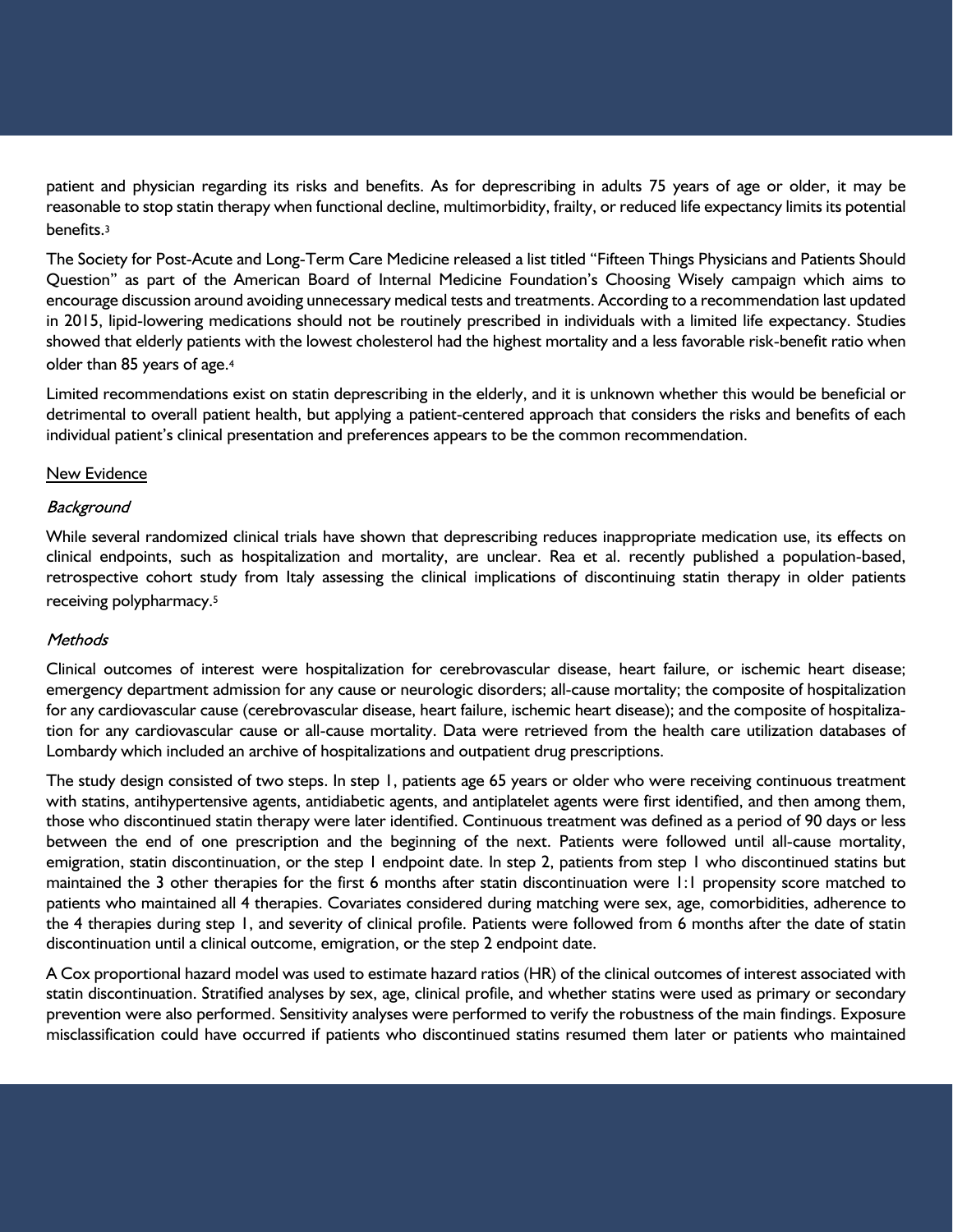patient and physician regarding its risks and benefits. As for deprescribing in adults 75 years of age or older, it may be reasonable to stop statin therapy when functional decline, multimorbidity, frailty, or reduced life expectancy limits its potential benefits.[3]

The Society for Post-Acute and Long-Term Care Medicine released a list titled "Fifteen Things Physicians and Patients Should Question" as part of the American Board of Internal Medicine Foundation's Choosing Wisely campaign which aims to encourage discussion around avoiding unnecessary medical tests and treatments. According to a recommendation last updated in 2015, lipid-lowering medications should not be routinely prescribed in individuals with a limited life expectancy. Studies showed that elderly patients with the lowest cholesterol had the highest mortality and a less favorable risk-benefit ratio when older than 85 years of age.[4]

Limited recommendations exist on statin deprescribing in the elderly, and it is unknown whether this would be beneficial or detrimental to overall patient health, but applying a patient-centered approach that considers the risks and benefits of each individual patient's clinical presentation and preferences appears to be the common recommendation.

## New Evidence

### *Background*

While several randomized clinical trials have shown that deprescribing reduces inappropriate medication use, its effects on clinical endpoints, such as hospitalization and mortality, are unclear. Rea et al. recently published a population-based, retrospective cohort study from Italy assessing the clinical implications of discontinuing statin therapy in older patients receiving polypharmacy.[5]

### *Methods*

Clinical outcomes of interest were hospitalization for cerebrovascular disease, heart failure, or ischemic heart disease; emergency department admission for any cause or neurologic disorders; all-cause mortality; the composite of hospitalization for any cardiovascular cause (cerebrovascular disease, heart failure, ischemic heart disease); and the composite of hospitalization for any cardiovascular cause or all-cause mortality. Data were retrieved from the health care utilization databases of Lombardy which included an archive of hospitalizations and outpatient drug prescriptions.

The study design consisted of two steps. In step 1, patients age 65 years or older who were receiving continuous treatment with statins, antihypertensive agents, antidiabetic agents, and antiplatelet agents were first identified, and then among them, those who discontinued statin therapy were later identified. Continuous treatment was defined as a period of 90 days or less between the end of one prescription and the beginning of the next. Patients were followed until all-cause mortality, emigration, statin discontinuation, or the step 1 endpoint date. In step 2, patients from step 1 who discontinued statins but maintained the 3 other therapies for the first 6 months after statin discontinuation were 1:1 propensity score matched to patients who maintained all 4 therapies. Covariates considered during matching were sex, age, comorbidities, adherence to the 4 therapies during step 1, and severity of clinical profile. Patients were followed from 6 months after the date of statin discontinuation until a clinical outcome, emigration, or the step 2 endpoint date.

A Cox proportional hazard model was used to estimate hazard ratios (HR) of the clinical outcomes of interest associated with statin discontinuation. Stratified analyses by sex, age, clinical profile, and whether statins were used as primary or secondary prevention were also performed. Sensitivity analyses were performed to verify the robustness of the main findings. Exposure misclassification could have occurred if patients who discontinued statins resumed them later or patients who maintained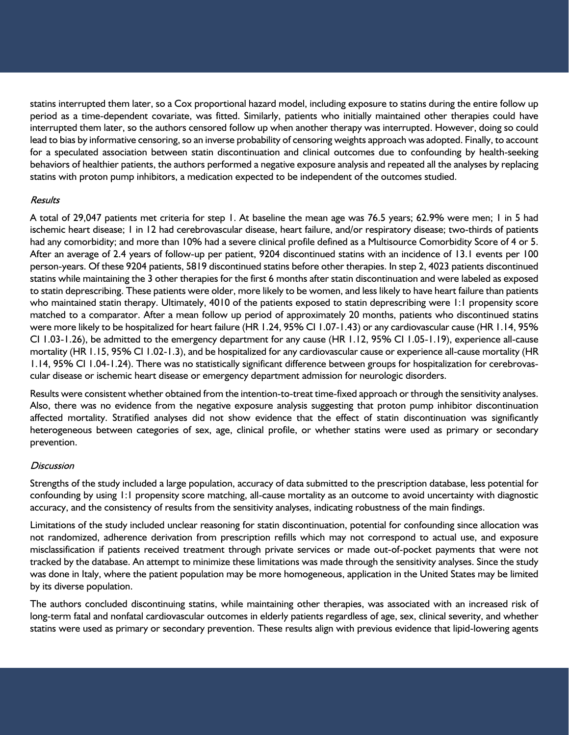statins interrupted them later, so a Cox proportional hazard model, including exposure to statins during the entire follow up period as a time-dependent covariate, was fitted. Similarly, patients who initially maintained other therapies could have interrupted them later, so the authors censored follow up when another therapy was interrupted. However, doing so could lead to bias by informative censoring, so an inverse probability of censoring weights approach was adopted. Finally, to account for a speculated association between statin discontinuation and clinical outcomes due to confounding by health-seeking behaviors of healthier patients, the authors performed a negative exposure analysis and repeated all the analyses by replacing statins with proton pump inhibitors, a medication expected to be independent of the outcomes studied.

*Results*

A total of 29,047 patients met criteria for step 1. At baseline the mean age was 76.5 years; 62.9% were men; 1 in 5 had ischemic heart disease; 1 in 12 had cerebrovascular disease, heart failure, and/or respiratory disease; two-thirds of patients had any comorbidity; and more than 10% had a severe clinical profile defined as a Multisource Comorbidity Score of 4 or 5. After an average of 2.4 years of follow-up per patient, 9204 discontinued statins with an incidence of 13.1 events per 100 person-years. Of these 9204 patients, 5819 discontinued statins before other therapies. In step 2, 4023 patients discontinued statins while maintaining the 3 other therapies for the first 6 months after statin discontinuation and were labeled as exposed to statin deprescribing. These patients were older, more likely to be women, and less likely to have heart failure than patients who maintained statin therapy. Ultimately, 4010 of the patients exposed to statin deprescribing were 1:1 propensity score matched to a comparator. After a mean follow up period of approximately 20 months, patients who discontinued statins were more likely to be hospitalized for heart failure (HR 1.24, 95% CI 1.07-1.43) or any cardiovascular cause (HR 1.14, 95% CI 1.03-1.26), be admitted to the emergency department for any cause (HR 1.12, 95% CI 1.05-1.19), experience all-cause mortality (HR 1.15, 95% CI 1.02-1.3), and be hospitalized for any cardiovascular cause or experience all-cause mortality (HR 1.14, 95% CI 1.04-1.24). There was no statistically significant difference between groups for hospitalization for cerebrovascular disease or ischemic heart disease or emergency department admission for neurologic disorders.

Results were consistent whether obtained from the intention-to-treat time-fixed approach or through the sensitivity analyses. Also, there was no evidence from the negative exposure analysis suggesting that proton pump inhibitor discontinuation affected mortality. Stratified analyses did not show evidence that the effect of statin discontinuation was significantly heterogeneous between categories of sex, age, clinical profile, or whether statins were used as primary or secondary prevention.

*Discussion*

Strengths of the study included a large population, accuracy of data submitted to the prescription database, less potential for confounding by using 1:1 propensity score matching, all-cause mortality as an outcome to avoid uncertainty with diagnostic accuracy, and the consistency of results from the sensitivity analyses, indicating robustness of the main findings.

Limitations of the study included unclear reasoning for statin discontinuation, potential for confounding since allocation was not randomized, adherence derivation from prescription refills which may not correspond to actual use, and exposure misclassification if patients received treatment through private services or made out-of-pocket payments that were not tracked by the database. An attempt to minimize these limitations was made through the sensitivity analyses. Since the study was done in Italy, where the patient population may be more homogeneous, application in the United States may be limited by its diverse population.

The authors concluded discontinuing statins, while maintaining other therapies, was associated with an increased risk of long-term fatal and nonfatal cardiovascular outcomes in elderly patients regardless of age, sex, clinical severity, and whether statins were used as primary or secondary prevention. These results align with previous evidence that lipid-lowering agents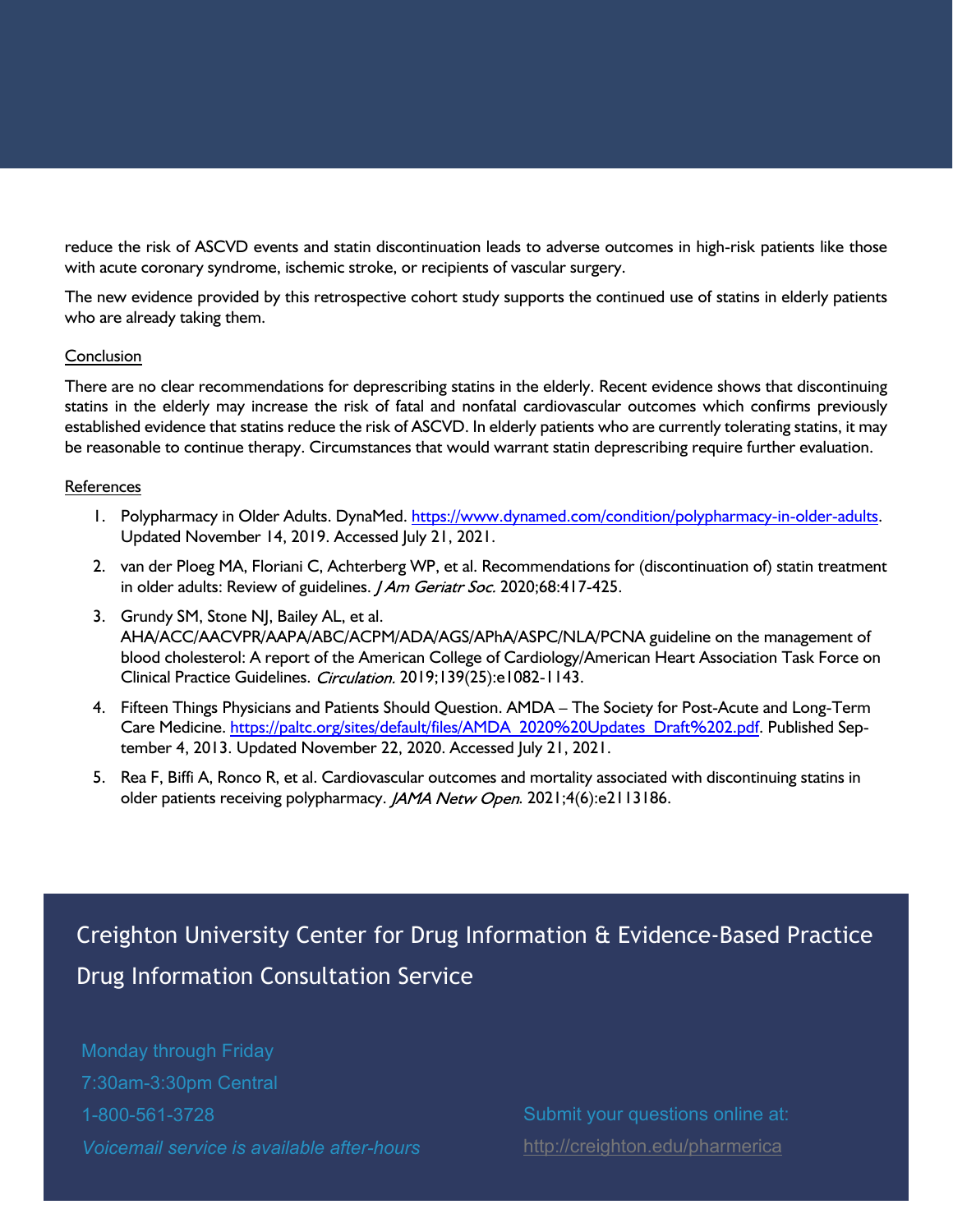reduce the risk of ASCVD events and statin discontinuation leads to adverse outcomes in high-risk patients like those with acute coronary syndrome, ischemic stroke, or recipients of vascular surgery.

The new evidence provided by this retrospective cohort study supports the continued use of statins in elderly patients who are already taking them.

## Conclusion

There are no clear recommendations for deprescribing statins in the elderly. Recent evidence shows that discontinuing statins in the elderly may increase the risk of fatal and nonfatal cardiovascular outcomes which confirms previously established evidence that statins reduce the risk of ASCVD. In elderly patients who are currently tolerating statins, it may be reasonable to continue therapy. Circumstances that would warrant statin deprescribing require further evaluation.

## References

1. Polypharmacy in Older Adults. DynaMed. https://www.dynamed.com/condition/polypharmacy-in-older-adults. Updated November 14, 2019. Accessed July 21, 2021.
2. van der Ploeg MA, Floriani C, Achterberg WP, et al. Recommendations for (discontinuation of) statin treatment in older adults: Review of guidelines. *J Am Geriatr Soc.* 2020;68:417-425.
3. Grundy SM, Stone NJ, Bailey AL, et al. AHA/ACC/AACVPR/AAPA/ABC/ACPM/ADA/AGS/APhA/ASPC/NLA/PCNA guideline on the management of blood cholesterol: A report of the American College of Cardiology/American Heart Association Task Force on Clinical Practice Guidelines. *Circulation.* 2019;139(25):e1082-1143.
4. Fifteen Things Physicians and Patients Should Question. AMDA – The Society for Post-Acute and Long-Term Care Medicine. https://paltc.org/sites/default/files/AMDA_2020%20Updates_Draft%202.pdf. Published September 4, 2013. Updated November 22, 2020. Accessed July 21, 2021.
5. Rea F, Biffi A, Ronco R, et al. Cardiovascular outcomes and mortality associated with discontinuing statins in older patients receiving polypharmacy. *JAMA Netw Open*. 2021;4(6):e2113186.

Creighton University Center for Drug Information & Evidence-Based Practice

Drug Information Consultation Service

Monday through Friday

7:30am-3:30pm Central

1-800-561-3728

*Voicemail service is available after-hours*

Submit your questions online at:

http://creighton.edu/pharmerica